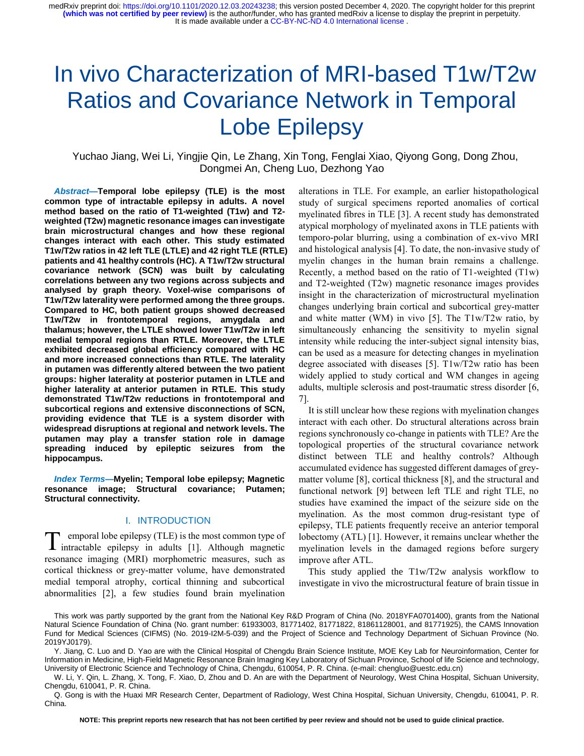# In vivo Characterization of MRI-based T1w/T2w Ratios and Covariance Network in Temporal Lobe Epilepsy

Yuchao Jiang, Wei Li, Yingjie Qin, Le Zhang, Xin Tong, Fenglai Xiao, Qiyong Gong, Dong Zhou, Dongmei An, Cheng Luo, Dezhong Yao

***Abstract*—Temporal lobe epilepsy (TLE) is the most common type of intractable epilepsy in adults. A novel method based on the ratio of T1-weighted (T1w) and T2-weighted (T2w) magnetic resonance images can investigate brain microstructural changes and how these regional changes interact with each other. This study estimated T1w/T2w ratios in 42 left TLE (LTLE) and 42 right TLE (RTLE) patients and 41 healthy controls (HC). A T1w/T2w structural covariance network (SCN) was built by calculating correlations between any two regions across subjects and analysed by graph theory. Voxel-wise comparisons of T1w/T2w laterality were performed among the three groups. Compared to HC, both patient groups showed decreased T1w/T2w in frontotemporal regions, amygdala and thalamus; however, the LTLE showed lower T1w/T2w in left medial temporal regions than RTLE. Moreover, the LTLE exhibited decreased global efficiency compared with HC and more increased connections than RTLE. The laterality in putamen was differently altered between the two patient groups: higher laterality at posterior putamen in LTLE and higher laterality at anterior putamen in RTLE. This study demonstrated T1w/T2w reductions in frontotemporal and subcortical regions and extensive disconnections of SCN, providing evidence that TLE is a system disorder with widespread disruptions at regional and network levels. The putamen may play a transfer station role in damage spreading induced by epileptic seizures from the hippocampus.**

***Index Terms*—Myelin; Temporal lobe epilepsy; Magnetic resonance image; Structural covariance; Putamen; Structural connectivity.**

## I. INTRODUCTION

Temporal lobe epilepsy (TLE) is the most common type of intractable epilepsy in adults [1]. Although magnetic resonance imaging (MRI) morphometric measures, such as cortical thickness or grey-matter volume, have demonstrated medial temporal atrophy, cortical thinning and subcortical abnormalities [2], a few studies found brain myelination alterations in TLE. For example, an earlier histopathological study of surgical specimens reported anomalies of cortical myelinated fibres in TLE [3]. A recent study has demonstrated atypical morphology of myelinated axons in TLE patients with temporo-polar blurring, using a combination of ex-vivo MRI and histological analysis [4]. To date, the non-invasive study of myelin changes in the human brain remains a challenge. Recently, a method based on the ratio of T1-weighted (T1w) and T2-weighted (T2w) magnetic resonance images provides insight in the characterization of microstructural myelination changes underlying brain cortical and subcortical grey-matter and white matter (WM) in vivo [5]. The T1w/T2w ratio, by simultaneously enhancing the sensitivity to myelin signal intensity while reducing the inter-subject signal intensity bias, can be used as a measure for detecting changes in myelination degree associated with diseases [5]. T1w/T2w ratio has been widely applied to study cortical and WM changes in ageing adults, multiple sclerosis and post-traumatic stress disorder [6, 7].

It is still unclear how these regions with myelination changes interact with each other. Do structural alterations across brain regions synchronously co-change in patients with TLE? Are the topological properties of the structural covariance network distinct between TLE and healthy controls? Although accumulated evidence has suggested different damages of grey-matter volume [8], cortical thickness [8], and the structural and functional network [9] between left TLE and right TLE, no studies have examined the impact of the seizure side on the myelination. As the most common drug-resistant type of epilepsy, TLE patients frequently receive an anterior temporal lobectomy (ATL) [1]. However, it remains unclear whether the myelination levels in the damaged regions before surgery improve after ATL.

This study applied the T1w/T2w analysis workflow to investigate in vivo the microstructural feature of brain tissue in

This work was partly supported by the grant from the National Key R&D Program of China (No. 2018YFA0701400), grants from the National Natural Science Foundation of China (No. grant number: 61933003, 81771402, 81771822, 81861128001, and 81771925), the CAMS Innovation Fund for Medical Sciences (CIFMS) (No. 2019-I2M-5-039) and the Project of Science and Technology Department of Sichuan Province (No. 2019YJ0179).

Y. Jiang, C. Luo and D. Yao are with the Clinical Hospital of Chengdu Brain Science Institute, MOE Key Lab for Neuroinformation, Center for Information in Medicine, High-Field Magnetic Resonance Brain Imaging Key Laboratory of Sichuan Province, School of life Science and technology, University of Electronic Science and Technology of China, Chengdu, 610054, P. R. China. (e-mail: chengluo@uestc.edu.cn)

W. Li, Y. Qin, L. Zhang, X. Tong, F. Xiao, D, Zhou and D. An are with the Department of Neurology, West China Hospital, Sichuan University, Chengdu, 610041, P. R. China.

Q. Gong is with the Huaxi MR Research Center, Department of Radiology, West China Hospital, Sichuan University, Chengdu, 610041, P. R. China.

**NOTE: This preprint reports new research that has not been certified by peer review and should not be used to guide clinical practice.**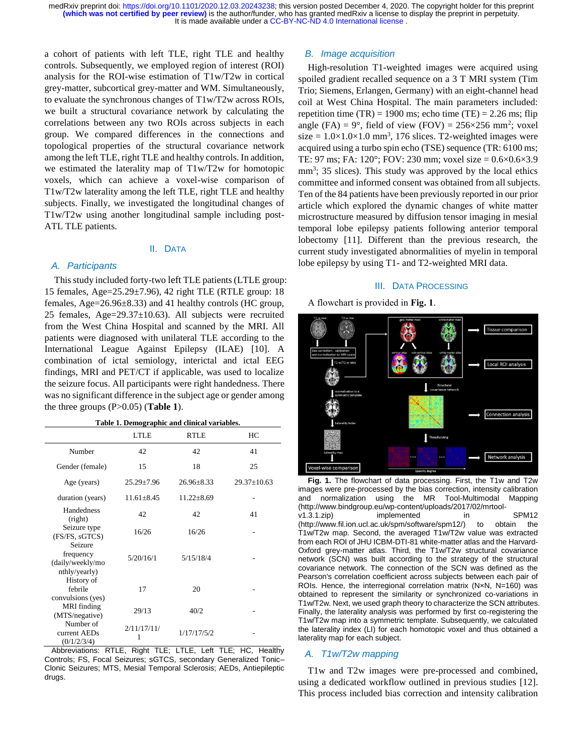a cohort of patients with left TLE, right TLE and healthy controls. Subsequently, we employed region of interest (ROI) analysis for the ROI-wise estimation of T1w/T2w in cortical grey-matter, subcortical grey-matter and WM. Simultaneously, to evaluate the synchronous changes of T1w/T2w across ROIs, we built a structural covariance network by calculating the correlations between any two ROIs across subjects in each group. We compared differences in the connections and topological properties of the structural covariance network among the left TLE, right TLE and healthy controls. In addition, we estimated the laterality map of T1w/T2w for homotopic voxels, which can achieve a voxel-wise comparison of T1w/T2w laterality among the left TLE, right TLE and healthy subjects. Finally, we investigated the longitudinal changes of T1w/T2w using another longitudinal sample including post-ATL TLE patients.

## II. Data

### A. Participants

This study included forty-two left TLE patients (LTLE group: 15 females, Age=25.29±7.96), 42 right TLE (RTLE group: 18 females, Age=26.96±8.33) and 41 healthy controls (HC group, 25 females, Age=29.37±10.63). All subjects were recruited from the West China Hospital and scanned by the MRI. All patients were diagnosed with unilateral TLE according to the International League Against Epilepsy (ILAE) [10]. A combination of ictal semiology, interictal and ictal EEG findings, MRI and PET/CT if applicable, was used to localize the seizure focus. All participants were right handedness. There was no significant difference in the subject age or gender among the three groups (P>0.05) (**Table 1**).

**Table 1. Demographic and clinical variables.**

| | LTLE | RTLE | HC |
|---|---|---|---|
| Number | 42 | 42 | 41 |
| Gender (female) | 15 | 18 | 25 |
| Age (years) | 25.29±7.96 | 26.96±8.33 | 29.37±10.63 |
| duration (years) | 11.61±8.45 | 11.22±8.69 | - |
| Handedness (right) | 42 | 42 | 41 |
| Seizure type (FS/FS, sGTCS) | 16/26 | 16/26 | - |
| Seizure frequency (daily/weekly/monthly/yearly) | 5/20/16/1 | 5/15/18/4 | - |
| History of febrile convulsions (yes) | 17 | 20 | - |
| MRI finding (MTS/negative) | 29/13 | 40/2 | - |
| Number of current AEDs (0/1/2/3/4) | 2/11/17/11/1 | 1/17/17/5/2 | - |

Abbreviations: RTLE, Right TLE; LTLE, Left TLE; HC, Healthy Controls; FS, Focal Seizures; sGTCS, secondary Generalized Tonic–Clonic Seizures; MTS, Mesial Temporal Sclerosis; AEDs, Antiepileptic drugs.

### B. Image acquisition

High-resolution T1-weighted images were acquired using spoiled gradient recalled sequence on a 3 T MRI system (Tim Trio; Siemens, Erlangen, Germany) with an eight-channel head coil at West China Hospital. The main parameters included: repetition time (TR) = 1900 ms; echo time (TE) = 2.26 ms; flip angle (FA) = 9°, field of view (FOV) = 256×256 mm$^2$; voxel size = 1.0×1.0×1.0 mm$^3$, 176 slices. T2-weighted images were acquired using a turbo spin echo (TSE) sequence (TR: 6100 ms; TE: 97 ms; FA: 120°; FOV: 230 mm; voxel size = 0.6×0.6×3.9 mm$^3$; 35 slices). This study was approved by the local ethics committee and informed consent was obtained from all subjects. Ten of the 84 patients have been previously reported in our prior article which explored the dynamic changes of white matter microstructure measured by diffusion tensor imaging in mesial temporal lobe epilepsy patients following anterior temporal lobectomy [11]. Different than the previous research, the current study investigated abnormalities of myelin in temporal lobe epilepsy by using T1- and T2-weighted MRI data.

## III. Data Processing

A flowchart is provided in **Fig. 1**.

**Fig. 1.** The flowchart of data processing. First, the T1w and T2w images were pre-processed by the bias correction, intensity calibration and normalization using the MR Tool-Multimodal Mapping (http://www.bindgroup.eu/wp-content/uploads/2017/02/mrtool-v1.3.1.zip) implemented in SPM12 (http://www.fil.ion.ucl.ac.uk/spm/software/spm12/) to obtain the T1w/T2w map. Second, the averaged T1w/T2w value was extracted from each ROI of JHU ICBM-DTI-81 white-matter atlas and the Harvard-Oxford grey-matter atlas. Third, the T1w/T2w structural covariance network (SCN) was built according to the strategy of the structural covariance network. The connection of the SCN was defined as the Pearson's correlation coefficient across subjects between each pair of ROIs. Hence, the interregional correlation matrix (N×N, N=160) was obtained to represent the similarity or synchronized co-variations in T1w/T2w. Next, we used graph theory to characterize the SCN attributes. Finally, the laterality analysis was performed by first co-registering the T1w/T2w map into a symmetric template. Subsequently, we calculated the laterality index (LI) for each homotopic voxel and thus obtained a laterality map for each subject.

### A. T1w/T2w mapping

T1w and T2w images were pre-processed and combined, using a dedicated workflow outlined in previous studies [12]. This process included bias correction and intensity calibration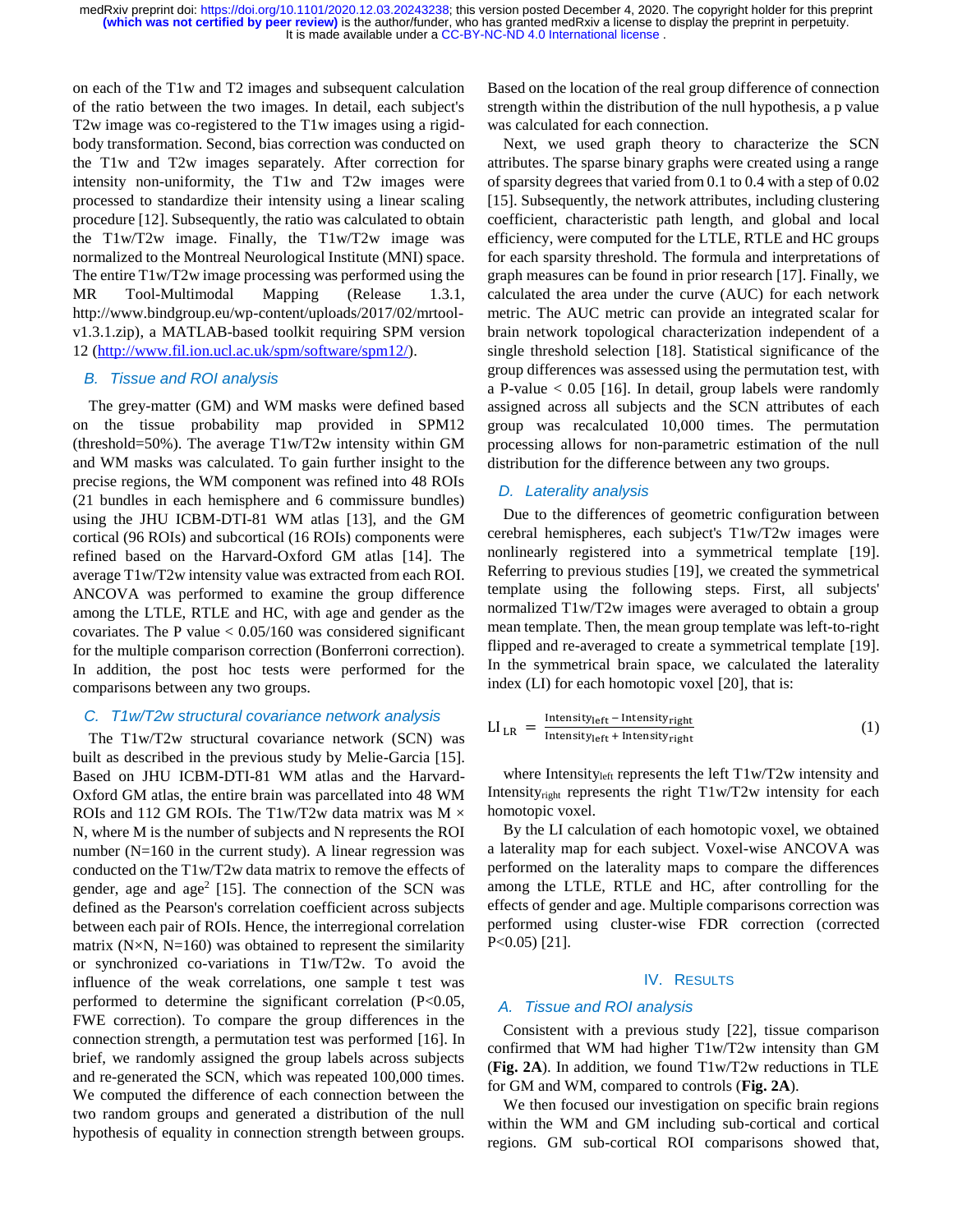on each of the T1w and T2 images and subsequent calculation of the ratio between the two images. In detail, each subject's T2w image was co-registered to the T1w images using a rigid-body transformation. Second, bias correction was conducted on the T1w and T2w images separately. After correction for intensity non-uniformity, the T1w and T2w images were processed to standardize their intensity using a linear scaling procedure [12]. Subsequently, the ratio was calculated to obtain the T1w/T2w image. Finally, the T1w/T2w image was normalized to the Montreal Neurological Institute (MNI) space. The entire T1w/T2w image processing was performed using the MR Tool-Multimodal Mapping (Release 1.3.1, http://www.bindgroup.eu/wp-content/uploads/2017/02/mrtool-v1.3.1.zip), a MATLAB-based toolkit requiring SPM version 12 (http://www.fil.ion.ucl.ac.uk/spm/software/spm12/).

### B. Tissue and ROI analysis

The grey-matter (GM) and WM masks were defined based on the tissue probability map provided in SPM12 (threshold=50%). The average T1w/T2w intensity within GM and WM masks was calculated. To gain further insight to the precise regions, the WM component was refined into 48 ROIs (21 bundles in each hemisphere and 6 commissure bundles) using the JHU ICBM-DTI-81 WM atlas [13], and the GM cortical (96 ROIs) and subcortical (16 ROIs) components were refined based on the Harvard-Oxford GM atlas [14]. The average T1w/T2w intensity value was extracted from each ROI. ANCOVA was performed to examine the group difference among the LTLE, RTLE and HC, with age and gender as the covariates. The P value < 0.05/160 was considered significant for the multiple comparison correction (Bonferroni correction). In addition, the post hoc tests were performed for the comparisons between any two groups.

### C. T1w/T2w structural covariance network analysis

The T1w/T2w structural covariance network (SCN) was built as described in the previous study by Melie-Garcia [15]. Based on JHU ICBM-DTI-81 WM atlas and the Harvard-Oxford GM atlas, the entire brain was parcellated into 48 WM ROIs and 112 GM ROIs. The T1w/T2w data matrix was M × N, where M is the number of subjects and N represents the ROI number (N=160 in the current study). A linear regression was conducted on the T1w/T2w data matrix to remove the effects of gender, age and age$^2$ [15]. The connection of the SCN was defined as the Pearson's correlation coefficient across subjects between each pair of ROIs. Hence, the interregional correlation matrix (N×N, N=160) was obtained to represent the similarity or synchronized co-variations in T1w/T2w. To avoid the influence of the weak correlations, one sample t test was performed to determine the significant correlation (P<0.05, FWE correction). To compare the group differences in the connection strength, a permutation test was performed [16]. In brief, we randomly assigned the group labels across subjects and re-generated the SCN, which was repeated 100,000 times. We computed the difference of each connection between the two random groups and generated a distribution of the null hypothesis of equality in connection strength between groups. Based on the location of the real group difference of connection strength within the distribution of the null hypothesis, a p value was calculated for each connection.

Next, we used graph theory to characterize the SCN attributes. The sparse binary graphs were created using a range of sparsity degrees that varied from 0.1 to 0.4 with a step of 0.02 [15]. Subsequently, the network attributes, including clustering coefficient, characteristic path length, and global and local efficiency, were computed for the LTLE, RTLE and HC groups for each sparsity threshold. The formula and interpretations of graph measures can be found in prior research [17]. Finally, we calculated the area under the curve (AUC) for each network metric. The AUC metric can provide an integrated scalar for brain network topological characterization independent of a single threshold selection [18]. Statistical significance of the group differences was assessed using the permutation test, with a P-value < 0.05 [16]. In detail, group labels were randomly assigned across all subjects and the SCN attributes of each group was recalculated 10,000 times. The permutation processing allows for non-parametric estimation of the null distribution for the difference between any two groups.

### D. Laterality analysis

Due to the differences of geometric configuration between cerebral hemispheres, each subject's T1w/T2w images were nonlinearly registered into a symmetrical template [19]. Referring to previous studies [19], we created the symmetrical template using the following steps. First, all subjects' normalized T1w/T2w images were averaged to obtain a group mean template. Then, the mean group template was left-to-right flipped and re-averaged to create a symmetrical template [19]. In the symmetrical brain space, we calculated the laterality index (LI) for each homotopic voxel [20], that is:

$$LI_{LR} = \frac{\text{Intensity}_{\text{left}} - \text{Intensity}_{\text{right}}}{\text{Intensity}_{\text{left}} + \text{Intensity}_{\text{right}}} \tag{1}$$

where $\text{Intensity}_{\text{left}}$ represents the left T1w/T2w intensity and $\text{Intensity}_{\text{right}}$ represents the right T1w/T2w intensity for each homotopic voxel.

By the LI calculation of each homotopic voxel, we obtained a laterality map for each subject. Voxel-wise ANCOVA was performed on the laterality maps to compare the differences among the LTLE, RTLE and HC, after controlling for the effects of gender and age. Multiple comparisons correction was performed using cluster-wise FDR correction (corrected P<0.05) [21].

## IV. Results

### A. Tissue and ROI analysis

Consistent with a previous study [22], tissue comparison confirmed that WM had higher T1w/T2w intensity than GM (**Fig. 2A**). In addition, we found T1w/T2w reductions in TLE for GM and WM, compared to controls (**Fig. 2A**).

We then focused our investigation on specific brain regions within the WM and GM including sub-cortical and cortical regions. GM sub-cortical ROI comparisons showed that,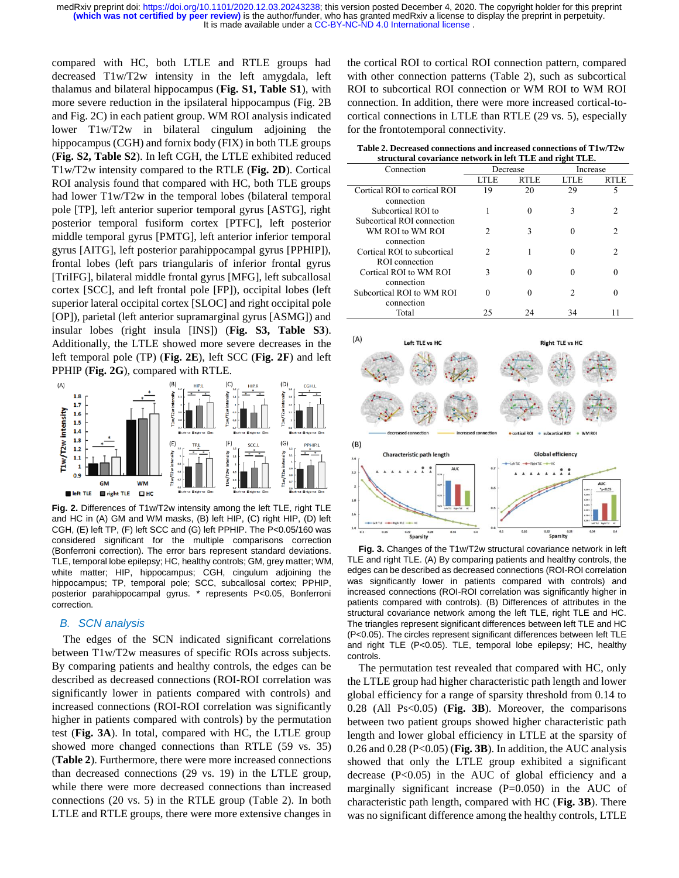compared with HC, both LTLE and RTLE groups had decreased T1w/T2w intensity in the left amygdala, left thalamus and bilateral hippocampus (**Fig. S1, Table S1**), with more severe reduction in the ipsilateral hippocampus (Fig. 2B and Fig. 2C) in each patient group. WM ROI analysis indicated lower T1w/T2w in bilateral cingulum adjoining the hippocampus (CGH) and fornix body (FIX) in both TLE groups (**Fig. S2, Table S2**). In left CGH, the LTLE exhibited reduced T1w/T2w intensity compared to the RTLE (**Fig. 2D**). Cortical ROI analysis found that compared with HC, both TLE groups had lower T1w/T2w intensity in the temporal lobes (bilateral temporal pole [TP], left anterior superior temporal gyrus [ASTG], right posterior temporal fusiform cortex [PTFC], left posterior middle temporal gyrus [PMTG], left anterior inferior temporal gyrus [AITG], left posterior parahippocampal gyrus [PPHIP]), frontal lobes (left pars triangularis of inferior frontal gyrus [TriIFG], bilateral middle frontal gyrus [MFG], left subcallosal cortex [SCC], and left frontal pole [FP]), occipital lobes (left superior lateral occipital cortex [SLOC] and right occipital pole [OP]), parietal (left anterior supramarginal gyrus [ASMG]) and insular lobes (right insula [INS]) (**Fig. S3, Table S3**). Additionally, the LTLE showed more severe decreases in the left temporal pole (TP) (**Fig. 2E**), left SCC (**Fig. 2F**) and left PPHIP (**Fig. 2G**), compared with RTLE.

Fig. 2. Differences of T1w/T2w intensity among the left TLE, right TLE and HC in (A) GM and WM masks, (B) left HIP, (C) right HIP, (D) left CGH, (E) left TP, (F) left SCC and (G) left PPHIP. The P<0.05/160 was considered significant for the multiple comparisons correction (Bonferroni correction). The error bars represent standard deviations. TLE, temporal lobe epilepsy; HC, healthy controls; GM, grey matter; WM, white matter; HIP, hippocampus; CGH, cingulum adjoining the hippocampus; TP, temporal pole; SCC, subcallosal cortex; PPHIP, posterior parahippocampal gyrus. * represents P<0.05, Bonferroni correction.

## B. SCN analysis

The edges of the SCN indicated significant correlations between T1w/T2w measures of specific ROIs across subjects. By comparing patients and healthy controls, the edges can be described as decreased connections (ROI-ROI correlation was significantly lower in patients compared with controls) and increased connections (ROI-ROI correlation was significantly higher in patients compared with controls) by the permutation test (**Fig. 3A**). In total, compared with HC, the LTLE group showed more changed connections than RTLE (59 vs. 35) (**Table 2**). Furthermore, there were more increased connections than decreased connections (29 vs. 19) in the LTLE group, while there were more decreased connections than increased connections (20 vs. 5) in the RTLE group (Table 2). In both LTLE and RTLE groups, there were more extensive changes in the cortical ROI to cortical ROI connection pattern, compared with other connection patterns (Table 2), such as subcortical ROI to subcortical ROI connection or WM ROI to WM ROI connection. In addition, there were more increased cortical-to-cortical connections in LTLE than RTLE (29 vs. 5), especially for the frontotemporal connectivity.

**Table 2. Decreased connections and increased connections of T1w/T2w structural covariance network in left TLE and right TLE.**

| Connection | Decrease | | Increase | |
|---|---|---|---|---|
| | LTLE | RTLE | LTLE | RTLE |
| Cortical ROI to cortical ROI connection | 19 | 20 | 29 | 5 |
| Subcortical ROI to Subcortical ROI connection | 1 | 0 | 3 | 2 |
| WM ROI to WM ROI connection | 2 | 3 | 0 | 2 |
| Cortical ROI to subcortical ROI connection | 2 | 1 | 0 | 2 |
| Cortical ROI to WM ROI connection | 3 | 0 | 0 | 0 |
| Subcortical ROI to WM ROI connection | 0 | 0 | 2 | 0 |
| Total | 25 | 24 | 34 | 11 |

Fig. 3. Changes of the T1w/T2w structural covariance network in left TLE and right TLE. (A) By comparing patients and healthy controls, the edges can be described as decreased connections (ROI-ROI correlation was significantly lower in patients compared with controls) and increased connections (ROI-ROI correlation was significantly higher in patients compared with controls). (B) Differences of attributes in the structural covariance network among the left TLE, right TLE and HC. The triangles represent significant differences between left TLE and HC (P<0.05). The circles represent significant differences between left TLE and right TLE (P<0.05). TLE, temporal lobe epilepsy; HC, healthy controls.

The permutation test revealed that compared with HC, only the LTLE group had higher characteristic path length and lower global efficiency for a range of sparsity threshold from 0.14 to 0.28 (All Ps<0.05) (**Fig. 3B**). Moreover, the comparisons between two patient groups showed higher characteristic path length and lower global efficiency in LTLE at the sparsity of 0.26 and 0.28 (P<0.05) (**Fig. 3B**). In addition, the AUC analysis showed that only the LTLE group exhibited a significant decrease (P<0.05) in the AUC of global efficiency and a marginally significant increase (P=0.050) in the AUC of characteristic path length, compared with HC (**Fig. 3B**). There was no significant difference among the healthy controls, LTLE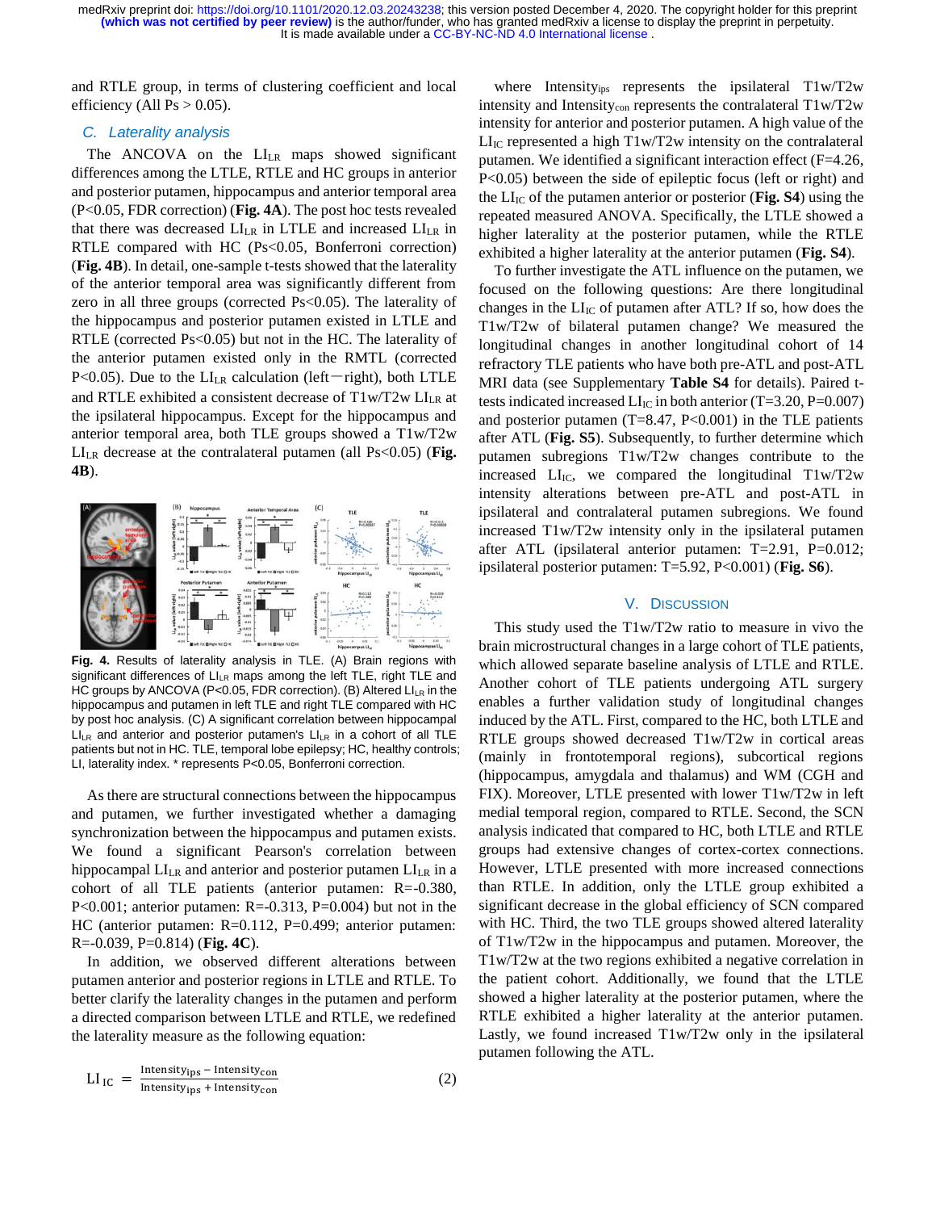and RTLE group, in terms of clustering coefficient and local efficiency (All Ps > 0.05).

## C. Laterality analysis

The ANCOVA on the $LI_{LR}$ maps showed significant differences among the LTLE, RTLE and HC groups in anterior and posterior putamen, hippocampus and anterior temporal area (P<0.05, FDR correction) (**Fig. 4A**). The post hoc tests revealed that there was decreased $LI_{LR}$ in LTLE and increased $LI_{LR}$ in RTLE compared with HC (Ps<0.05, Bonferroni correction) (**Fig. 4B**). In detail, one-sample t-tests showed that the laterality of the anterior temporal area was significantly different from zero in all three groups (corrected Ps<0.05). The laterality of the hippocampus and posterior putamen existed in LTLE and RTLE (corrected Ps<0.05) but not in the HC. The laterality of the anterior putamen existed only in the RMTL (corrected P<0.05). Due to the $LI_{LR}$ calculation (left−right), both LTLE and RTLE exhibited a consistent decrease of T1w/T2w $LI_{LR}$ at the ipsilateral hippocampus. Except for the hippocampus and anterior temporal area, both TLE groups showed a T1w/T2w $LI_{LR}$ decrease at the contralateral putamen (all Ps<0.05) (**Fig. 4B**).

Fig. 4. Results of laterality analysis in TLE. (A) Brain regions with significant differences of $LI_{LR}$ maps among the left TLE, right TLE and HC groups by ANCOVA (P<0.05, FDR correction). (B) Altered $LI_{LR}$ in the hippocampus and putamen in left TLE and right TLE compared with HC by post hoc analysis. (C) A significant correlation between hippocampal $LI_{LR}$ and anterior and posterior putamen's $LI_{LR}$ in a cohort of all TLE patients but not in HC. TLE, temporal lobe epilepsy; HC, healthy controls; LI, laterality index. * represents P<0.05, Bonferroni correction.

As there are structural connections between the hippocampus and putamen, we further investigated whether a damaging synchronization between the hippocampus and putamen exists. We found a significant Pearson's correlation between hippocampal $LI_{LR}$ and anterior and posterior putamen $LI_{LR}$ in a cohort of all TLE patients (anterior putamen: R=-0.380, P<0.001; anterior putamen: R=-0.313, P=0.004) but not in the HC (anterior putamen: R=0.112, P=0.499; anterior putamen: R=-0.039, P=0.814) (**Fig. 4C**).

In addition, we observed different alterations between putamen anterior and posterior regions in LTLE and RTLE. To better clarify the laterality changes in the putamen and perform a directed comparison between LTLE and RTLE, we redefined the laterality measure as the following equation:

$$LI_{IC} = \frac{Intensity_{ips} - Intensity_{con}}{Intensity_{ips} + Intensity_{con}} \tag{2}$$

where $Intensity_{ips}$ represents the ipsilateral T1w/T2w intensity and $Intensity_{con}$ represents the contralateral T1w/T2w intensity for anterior and posterior putamen. A high value of the $LI_{IC}$ represented a high T1w/T2w intensity on the contralateral putamen. We identified a significant interaction effect (F=4.26, P<0.05) between the side of epileptic focus (left or right) and the $LI_{IC}$ of the putamen anterior or posterior (**Fig. S4**) using the repeated measured ANOVA. Specifically, the LTLE showed a higher laterality at the posterior putamen, while the RTLE exhibited a higher laterality at the anterior putamen (**Fig. S4**).

To further investigate the ATL influence on the putamen, we focused on the following questions: Are there longitudinal changes in the $LI_{IC}$ of putamen after ATL? If so, how does the T1w/T2w of bilateral putamen change? We measured the longitudinal changes in another longitudinal cohort of 14 refractory TLE patients who have both pre-ATL and post-ATL MRI data (see Supplementary **Table S4** for details). Paired t-tests indicated increased $LI_{IC}$ in both anterior (T=3.20, P=0.007) and posterior putamen (T=8.47, P<0.001) in the TLE patients after ATL (**Fig. S5**). Subsequently, to further determine which putamen subregions T1w/T2w changes contribute to the increased $LI_{IC}$, we compared the longitudinal T1w/T2w intensity alterations between pre-ATL and post-ATL in ipsilateral and contralateral putamen subregions. We found increased T1w/T2w intensity only in the ipsilateral putamen after ATL (ipsilateral anterior putamen: T=2.91, P=0.012; ipsilateral posterior putamen: T=5.92, P<0.001) (**Fig. S6**).

# V. Discussion

This study used the T1w/T2w ratio to measure in vivo the brain microstructural changes in a large cohort of TLE patients, which allowed separate baseline analysis of LTLE and RTLE. Another cohort of TLE patients undergoing ATL surgery enables a further validation study of longitudinal changes induced by the ATL. First, compared to the HC, both LTLE and RTLE groups showed decreased T1w/T2w in cortical areas (mainly in frontotemporal regions), subcortical regions (hippocampus, amygdala and thalamus) and WM (CGH and FIX). Moreover, LTLE presented with lower T1w/T2w in left medial temporal region, compared to RTLE. Second, the SCN analysis indicated that compared to HC, both LTLE and RTLE groups had extensive changes of cortex-cortex connections. However, LTLE presented with more increased connections than RTLE. In addition, only the LTLE group exhibited a significant decrease in the global efficiency of SCN compared with HC. Third, the two TLE groups showed altered laterality of T1w/T2w in the hippocampus and putamen. Moreover, the T1w/T2w at the two regions exhibited a negative correlation in the patient cohort. Additionally, we found that the LTLE showed a higher laterality at the posterior putamen, where the RTLE exhibited a higher laterality at the anterior putamen. Lastly, we found increased T1w/T2w only in the ipsilateral putamen following the ATL.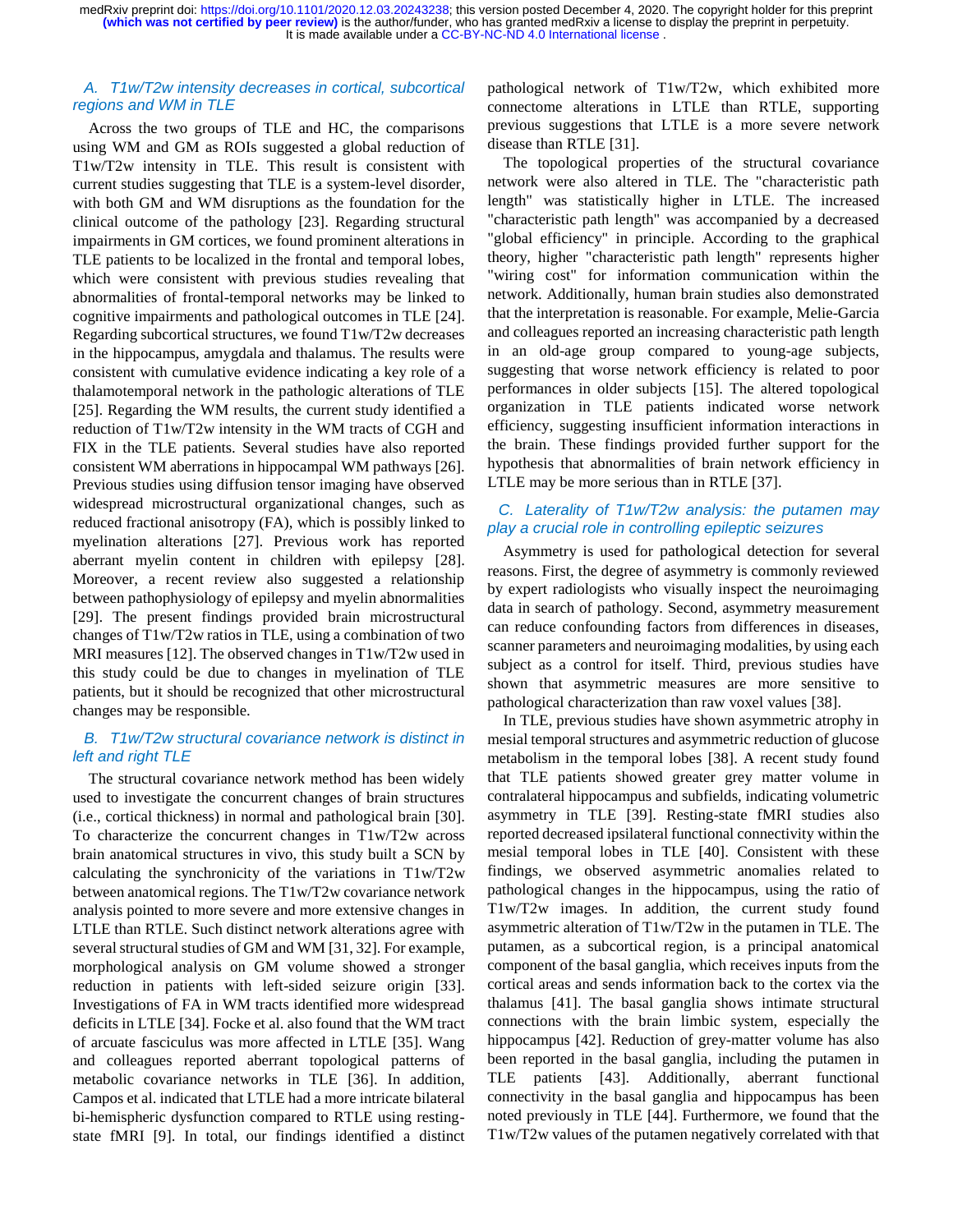### A. T1w/T2w intensity decreases in cortical, subcortical regions and WM in TLE

Across the two groups of TLE and HC, the comparisons using WM and GM as ROIs suggested a global reduction of T1w/T2w intensity in TLE. This result is consistent with current studies suggesting that TLE is a system-level disorder, with both GM and WM disruptions as the foundation for the clinical outcome of the pathology [23]. Regarding structural impairments in GM cortices, we found prominent alterations in TLE patients to be localized in the frontal and temporal lobes, which were consistent with previous studies revealing that abnormalities of frontal-temporal networks may be linked to cognitive impairments and pathological outcomes in TLE [24]. Regarding subcortical structures, we found T1w/T2w decreases in the hippocampus, amygdala and thalamus. The results were consistent with cumulative evidence indicating a key role of a thalamotemporal network in the pathologic alterations of TLE [25]. Regarding the WM results, the current study identified a reduction of T1w/T2w intensity in the WM tracts of CGH and FIX in the TLE patients. Several studies have also reported consistent WM aberrations in hippocampal WM pathways [26]. Previous studies using diffusion tensor imaging have observed widespread microstructural organizational changes, such as reduced fractional anisotropy (FA), which is possibly linked to myelination alterations [27]. Previous work has reported aberrant myelin content in children with epilepsy [28]. Moreover, a recent review also suggested a relationship between pathophysiology of epilepsy and myelin abnormalities [29]. The present findings provided brain microstructural changes of T1w/T2w ratios in TLE, using a combination of two MRI measures [12]. The observed changes in T1w/T2w used in this study could be due to changes in myelination of TLE patients, but it should be recognized that other microstructural changes may be responsible.

### B. T1w/T2w structural covariance network is distinct in left and right TLE

The structural covariance network method has been widely used to investigate the concurrent changes of brain structures (i.e., cortical thickness) in normal and pathological brain [30]. To characterize the concurrent changes in T1w/T2w across brain anatomical structures in vivo, this study built a SCN by calculating the synchronicity of the variations in T1w/T2w between anatomical regions. The T1w/T2w covariance network analysis pointed to more severe and more extensive changes in LTLE than RTLE. Such distinct network alterations agree with several structural studies of GM and WM [31, 32]. For example, morphological analysis on GM volume showed a stronger reduction in patients with left-sided seizure origin [33]. Investigations of FA in WM tracts identified more widespread deficits in LTLE [34]. Focke et al. also found that the WM tract of arcuate fasciculus was more affected in LTLE [35]. Wang and colleagues reported aberrant topological patterns of metabolic covariance networks in TLE [36]. In addition, Campos et al. indicated that LTLE had a more intricate bilateral bi-hemispheric dysfunction compared to RTLE using resting-state fMRI [9]. In total, our findings identified a distinct pathological network of T1w/T2w, which exhibited more connectome alterations in LTLE than RTLE, supporting previous suggestions that LTLE is a more severe network disease than RTLE [31].

The topological properties of the structural covariance network were also altered in TLE. The "characteristic path length" was statistically higher in LTLE. The increased "characteristic path length" was accompanied by a decreased "global efficiency" in principle. According to the graphical theory, higher "characteristic path length" represents higher "wiring cost" for information communication within the network. Additionally, human brain studies also demonstrated that the interpretation is reasonable. For example, Melie-Garcia and colleagues reported an increasing characteristic path length in an old-age group compared to young-age subjects, suggesting that worse network efficiency is related to poor performances in older subjects [15]. The altered topological organization in TLE patients indicated worse network efficiency, suggesting insufficient information interactions in the brain. These findings provided further support for the hypothesis that abnormalities of brain network efficiency in LTLE may be more serious than in RTLE [37].

### C. Laterality of T1w/T2w analysis: the putamen may play a crucial role in controlling epileptic seizures

Asymmetry is used for pathological detection for several reasons. First, the degree of asymmetry is commonly reviewed by expert radiologists who visually inspect the neuroimaging data in search of pathology. Second, asymmetry measurement can reduce confounding factors from differences in diseases, scanner parameters and neuroimaging modalities, by using each subject as a control for itself. Third, previous studies have shown that asymmetric measures are more sensitive to pathological characterization than raw voxel values [38].

In TLE, previous studies have shown asymmetric atrophy in mesial temporal structures and asymmetric reduction of glucose metabolism in the temporal lobes [38]. A recent study found that TLE patients showed greater grey matter volume in contralateral hippocampus and subfields, indicating volumetric asymmetry in TLE [39]. Resting-state fMRI studies also reported decreased ipsilateral functional connectivity within the mesial temporal lobes in TLE [40]. Consistent with these findings, we observed asymmetric anomalies related to pathological changes in the hippocampus, using the ratio of T1w/T2w images. In addition, the current study found asymmetric alteration of T1w/T2w in the putamen in TLE. The putamen, as a subcortical region, is a principal anatomical component of the basal ganglia, which receives inputs from the cortical areas and sends information back to the cortex via the thalamus [41]. The basal ganglia shows intimate structural connections with the brain limbic system, especially the hippocampus [42]. Reduction of grey-matter volume has also been reported in the basal ganglia, including the putamen in TLE patients [43]. Additionally, aberrant functional connectivity in the basal ganglia and hippocampus has been noted previously in TLE [44]. Furthermore, we found that the T1w/T2w values of the putamen negatively correlated with that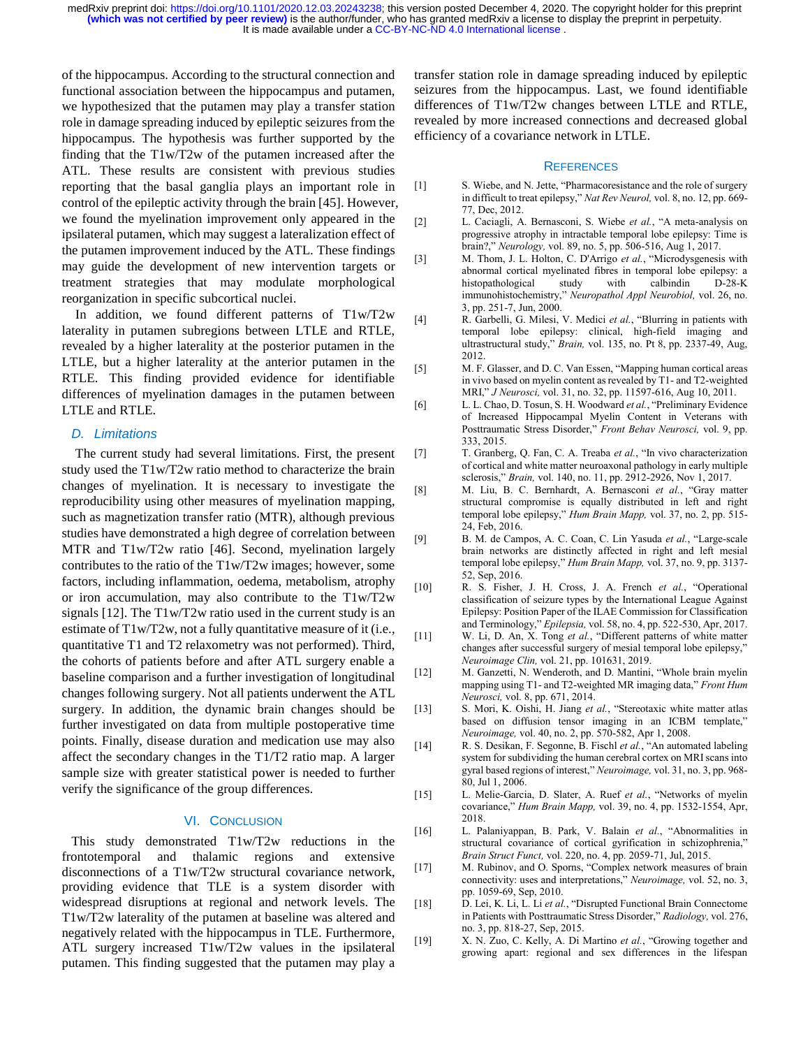of the hippocampus. According to the structural connection and functional association between the hippocampus and putamen, we hypothesized that the putamen may play a transfer station role in damage spreading induced by epileptic seizures from the hippocampus. The hypothesis was further supported by the finding that the T1w/T2w of the putamen increased after the ATL. These results are consistent with previous studies reporting that the basal ganglia plays an important role in control of the epileptic activity through the brain [45]. However, we found the myelination improvement only appeared in the ipsilateral putamen, which may suggest a lateralization effect of the putamen improvement induced by the ATL. These findings may guide the development of new intervention targets or treatment strategies that may modulate morphological reorganization in specific subcortical nuclei.

In addition, we found different patterns of T1w/T2w laterality in putamen subregions between LTLE and RTLE, revealed by a higher laterality at the posterior putamen in the LTLE, but a higher laterality at the anterior putamen in the RTLE. This finding provided evidence for identifiable differences of myelination damages in the putamen between LTLE and RTLE.

### D. Limitations

The current study had several limitations. First, the present study used the T1w/T2w ratio method to characterize the brain changes of myelination. It is necessary to investigate the reproducibility using other measures of myelination mapping, such as magnetization transfer ratio (MTR), although previous studies have demonstrated a high degree of correlation between MTR and T1w/T2w ratio [46]. Second, myelination largely contributes to the ratio of the T1w/T2w images; however, some factors, including inflammation, oedema, metabolism, atrophy or iron accumulation, may also contribute to the T1w/T2w signals [12]. The T1w/T2w ratio used in the current study is an estimate of T1w/T2w, not a fully quantitative measure of it (i.e., quantitative T1 and T2 relaxometry was not performed). Third, the cohorts of patients before and after ATL surgery enable a baseline comparison and a further investigation of longitudinal changes following surgery. Not all patients underwent the ATL surgery. In addition, the dynamic brain changes should be further investigated on data from multiple postoperative time points. Finally, disease duration and medication use may also affect the secondary changes in the T1/T2 ratio map. A larger sample size with greater statistical power is needed to further verify the significance of the group differences.

## VI. Conclusion

This study demonstrated T1w/T2w reductions in the frontotemporal and thalamic regions and extensive disconnections of a T1w/T2w structural covariance network, providing evidence that TLE is a system disorder with widespread disruptions at regional and network levels. The T1w/T2w laterality of the putamen at baseline was altered and negatively related with the hippocampus in TLE. Furthermore, ATL surgery increased T1w/T2w values in the ipsilateral putamen. This finding suggested that the putamen may play a transfer station role in damage spreading induced by epileptic seizures from the hippocampus. Last, we found identifiable differences of T1w/T2w changes between LTLE and RTLE, revealed by more increased connections and decreased global efficiency of a covariance network in LTLE.

## References

[1] S. Wiebe, and N. Jette, "Pharmacoresistance and the role of surgery in difficult to treat epilepsy," *Nat Rev Neurol,* vol. 8, no. 12, pp. 669-77, Dec, 2012.

[2] L. Caciagli, A. Bernasconi, S. Wiebe *et al.*, "A meta-analysis on progressive atrophy in intractable temporal lobe epilepsy: Time is brain?," *Neurology,* vol. 89, no. 5, pp. 506-516, Aug 1, 2017.

[3] M. Thom, J. L. Holton, C. D'Arrigo *et al.*, "Microdysgenesis with abnormal cortical myelinated fibres in temporal lobe epilepsy: a histopathological study with calbindin D-28-K immunohistochemistry," *Neuropathol Appl Neurobiol,* vol. 26, no. 3, pp. 251-7, Jun, 2000.

[4] R. Garbelli, G. Milesi, V. Medici *et al.*, "Blurring in patients with temporal lobe epilepsy: clinical, high-field imaging and ultrastructural study," *Brain,* vol. 135, no. Pt 8, pp. 2337-49, Aug, 2012.

[5] M. F. Glasser, and D. C. Van Essen, "Mapping human cortical areas in vivo based on myelin content as revealed by T1- and T2-weighted MRI," *J Neurosci,* vol. 31, no. 32, pp. 11597-616, Aug 10, 2011.

[6] L. L. Chao, D. Tosun, S. H. Woodward *et al.*, "Preliminary Evidence of Increased Hippocampal Myelin Content in Veterans with Posttraumatic Stress Disorder," *Front Behav Neurosci,* vol. 9, pp. 333, 2015.

[7] T. Granberg, Q. Fan, C. A. Treaba *et al.*, "In vivo characterization of cortical and white matter neuroaxonal pathology in early multiple sclerosis," *Brain,* vol. 140, no. 11, pp. 2912-2926, Nov 1, 2017.

[8] M. Liu, B. C. Bernhardt, A. Bernasconi *et al.*, "Gray matter structural compromise is equally distributed in left and right temporal lobe epilepsy," *Hum Brain Mapp,* vol. 37, no. 2, pp. 515-24, Feb, 2016.

[9] B. M. de Campos, A. C. Coan, C. Lin Yasuda *et al.*, "Large-scale brain networks are distinctly affected in right and left mesial temporal lobe epilepsy," *Hum Brain Mapp,* vol. 37, no. 9, pp. 3137-52, Sep, 2016.

[10] R. S. Fisher, J. H. Cross, J. A. French *et al.*, "Operational classification of seizure types by the International League Against Epilepsy: Position Paper of the ILAE Commission for Classification and Terminology," *Epilepsia,* vol. 58, no. 4, pp. 522-530, Apr, 2017.

[11] W. Li, D. An, X. Tong *et al.*, "Different patterns of white matter changes after successful surgery of mesial temporal lobe epilepsy," *Neuroimage Clin,* vol. 21, pp. 101631, 2019.

[12] M. Ganzetti, N. Wenderoth, and D. Mantini, "Whole brain myelin mapping using T1- and T2-weighted MR imaging data," *Front Hum Neurosci,* vol. 8, pp. 671, 2014.

[13] S. Mori, K. Oishi, H. Jiang *et al.*, "Stereotaxic white matter atlas based on diffusion tensor imaging in an ICBM template," *Neuroimage,* vol. 40, no. 2, pp. 570-582, Apr 1, 2008.

[14] R. S. Desikan, F. Segonne, B. Fischl *et al.*, "An automated labeling system for subdividing the human cerebral cortex on MRI scans into gyral based regions of interest," *Neuroimage,* vol. 31, no. 3, pp. 968-80, Jul 1, 2006.

[15] L. Melie-Garcia, D. Slater, A. Ruef *et al.*, "Networks of myelin covariance," *Hum Brain Mapp,* vol. 39, no. 4, pp. 1532-1554, Apr, 2018.

[16] L. Palaniyappan, B. Park, V. Balain *et al.*, "Abnormalities in structural covariance of cortical gyrification in schizophrenia," *Brain Struct Funct,* vol. 220, no. 4, pp. 2059-71, Jul, 2015.

[17] M. Rubinov, and O. Sporns, "Complex network measures of brain connectivity: uses and interpretations," *Neuroimage,* vol. 52, no. 3, pp. 1059-69, Sep, 2010.

[18] D. Lei, K. Li, L. Li *et al.*, "Disrupted Functional Brain Connectome in Patients with Posttraumatic Stress Disorder," *Radiology,* vol. 276, no. 3, pp. 818-27, Sep, 2015.

[19] X. N. Zuo, C. Kelly, A. Di Martino *et al.*, "Growing together and growing apart: regional and sex differences in the lifespan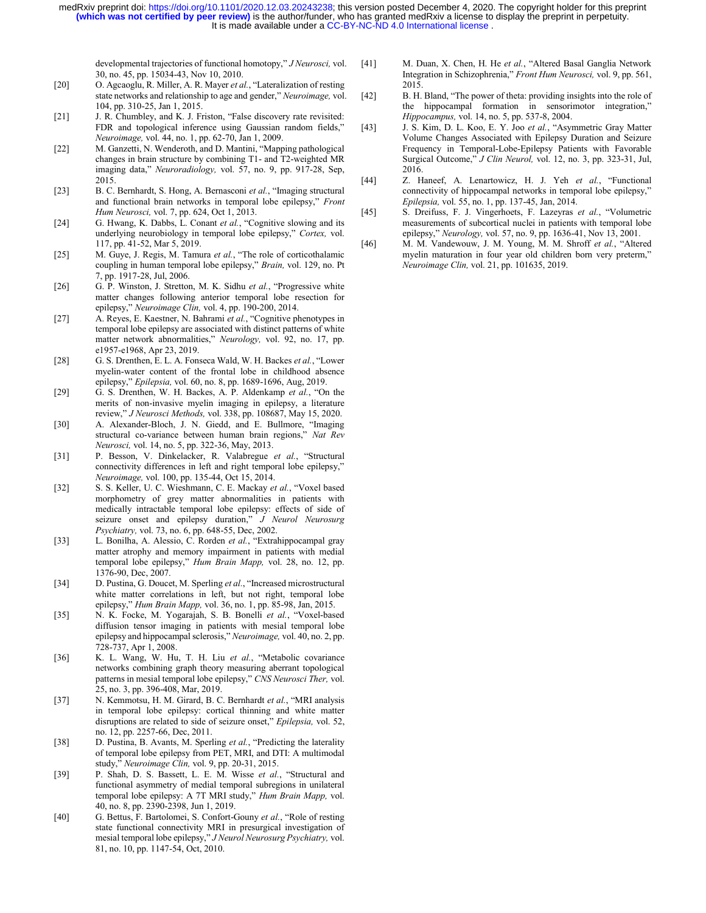developmental trajectories of functional homotopy," *J Neurosci,* vol. 30, no. 45, pp. 15034-43, Nov 10, 2010.

[20] O. Agcaoglu, R. Miller, A. R. Mayer *et al.*, "Lateralization of resting state networks and relationship to age and gender," *Neuroimage,* vol. 104, pp. 310-25, Jan 1, 2015.

[21] J. R. Chumbley, and K. J. Friston, "False discovery rate revisited: FDR and topological inference using Gaussian random fields," *Neuroimage,* vol. 44, no. 1, pp. 62-70, Jan 1, 2009.

[22] M. Ganzetti, N. Wenderoth, and D. Mantini, "Mapping pathological changes in brain structure by combining T1- and T2-weighted MR imaging data," *Neuroradiology,* vol. 57, no. 9, pp. 917-28, Sep, 2015.

[23] B. C. Bernhardt, S. Hong, A. Bernasconi *et al.*, "Imaging structural and functional brain networks in temporal lobe epilepsy," *Front Hum Neurosci,* vol. 7, pp. 624, Oct 1, 2013.

[24] G. Hwang, K. Dabbs, L. Conant *et al.*, "Cognitive slowing and its underlying neurobiology in temporal lobe epilepsy," *Cortex,* vol. 117, pp. 41-52, Mar 5, 2019.

[25] M. Guye, J. Regis, M. Tamura *et al.*, "The role of corticothalamic coupling in human temporal lobe epilepsy," *Brain,* vol. 129, no. Pt 7, pp. 1917-28, Jul, 2006.

[26] G. P. Winston, J. Stretton, M. K. Sidhu *et al.*, "Progressive white matter changes following anterior temporal lobe resection for epilepsy," *Neuroimage Clin,* vol. 4, pp. 190-200, 2014.

[27] A. Reyes, E. Kaestner, N. Bahrami *et al.*, "Cognitive phenotypes in temporal lobe epilepsy are associated with distinct patterns of white matter network abnormalities," *Neurology,* vol. 92, no. 17, pp. e1957-e1968, Apr 23, 2019.

[28] G. S. Drenthen, E. L. A. Fonseca Wald, W. H. Backes *et al.*, "Lower myelin-water content of the frontal lobe in childhood absence epilepsy," *Epilepsia,* vol. 60, no. 8, pp. 1689-1696, Aug, 2019.

[29] G. S. Drenthen, W. H. Backes, A. P. Aldenkamp *et al.*, "On the merits of non-invasive myelin imaging in epilepsy, a literature review," *J Neurosci Methods,* vol. 338, pp. 108687, May 15, 2020.

[30] A. Alexander-Bloch, J. N. Giedd, and E. Bullmore, "Imaging structural co-variance between human brain regions," *Nat Rev Neurosci,* vol. 14, no. 5, pp. 322-36, May, 2013.

[31] P. Besson, V. Dinkelacker, R. Valabregue *et al.*, "Structural connectivity differences in left and right temporal lobe epilepsy," *Neuroimage,* vol. 100, pp. 135-44, Oct 15, 2014.

[32] S. S. Keller, U. C. Wieshmann, C. E. Mackay *et al.*, "Voxel based morphometry of grey matter abnormalities in patients with medically intractable temporal lobe epilepsy: effects of side of seizure onset and epilepsy duration," *J Neurol Neurosurg Psychiatry,* vol. 73, no. 6, pp. 648-55, Dec, 2002.

[33] L. Bonilha, A. Alessio, C. Rorden *et al.*, "Extrahippocampal gray matter atrophy and memory impairment in patients with medial temporal lobe epilepsy," *Hum Brain Mapp,* vol. 28, no. 12, pp. 1376-90, Dec, 2007.

[34] D. Pustina, G. Doucet, M. Sperling *et al.*, "Increased microstructural white matter correlations in left, but not right, temporal lobe epilepsy," *Hum Brain Mapp,* vol. 36, no. 1, pp. 85-98, Jan, 2015.

[35] N. K. Focke, M. Yogarajah, S. B. Bonelli *et al.*, "Voxel-based diffusion tensor imaging in patients with mesial temporal lobe epilepsy and hippocampal sclerosis," *Neuroimage,* vol. 40, no. 2, pp. 728-737, Apr 1, 2008.

[36] K. L. Wang, W. Hu, T. H. Liu *et al.*, "Metabolic covariance networks combining graph theory measuring aberrant topological patterns in mesial temporal lobe epilepsy," *CNS Neurosci Ther,* vol. 25, no. 3, pp. 396-408, Mar, 2019.

[37] N. Kemmotsu, H. M. Girard, B. C. Bernhardt *et al.*, "MRI analysis in temporal lobe epilepsy: cortical thinning and white matter disruptions are related to side of seizure onset," *Epilepsia,* vol. 52, no. 12, pp. 2257-66, Dec, 2011.

[38] D. Pustina, B. Avants, M. Sperling *et al.*, "Predicting the laterality of temporal lobe epilepsy from PET, MRI, and DTI: A multimodal study," *Neuroimage Clin,* vol. 9, pp. 20-31, 2015.

[39] P. Shah, D. S. Bassett, L. E. M. Wisse *et al.*, "Structural and functional asymmetry of medial temporal subregions in unilateral temporal lobe epilepsy: A 7T MRI study," *Hum Brain Mapp,* vol. 40, no. 8, pp. 2390-2398, Jun 1, 2019.

[40] G. Bettus, F. Bartolomei, S. Confort-Gouny *et al.*, "Role of resting state functional connectivity MRI in presurgical investigation of mesial temporal lobe epilepsy," *J Neurol Neurosurg Psychiatry,* vol. 81, no. 10, pp. 1147-54, Oct, 2010.

[41] M. Duan, X. Chen, H. He *et al.*, "Altered Basal Ganglia Network Integration in Schizophrenia," *Front Hum Neurosci,* vol. 9, pp. 561, 2015.

[42] B. H. Bland, "The power of theta: providing insights into the role of the hippocampal formation in sensorimotor integration," *Hippocampus,* vol. 14, no. 5, pp. 537-8, 2004.

[43] J. S. Kim, D. L. Koo, E. Y. Joo *et al.*, "Asymmetric Gray Matter Volume Changes Associated with Epilepsy Duration and Seizure Frequency in Temporal-Lobe-Epilepsy Patients with Favorable Surgical Outcome," *J Clin Neurol,* vol. 12, no. 3, pp. 323-31, Jul, 2016.

[44] Z. Haneef, A. Lenartowicz, H. J. Yeh *et al.*, "Functional connectivity of hippocampal networks in temporal lobe epilepsy," *Epilepsia,* vol. 55, no. 1, pp. 137-45, Jan, 2014.

[45] S. Dreifuss, F. J. Vingerhoets, F. Lazeyras *et al.*, "Volumetric measurements of subcortical nuclei in patients with temporal lobe epilepsy," *Neurology,* vol. 57, no. 9, pp. 1636-41, Nov 13, 2001.

[46] M. M. Vandewouw, J. M. Young, M. M. Shroff *et al.*, "Altered myelin maturation in four year old children born very preterm," *Neuroimage Clin,* vol. 21, pp. 101635, 2019.